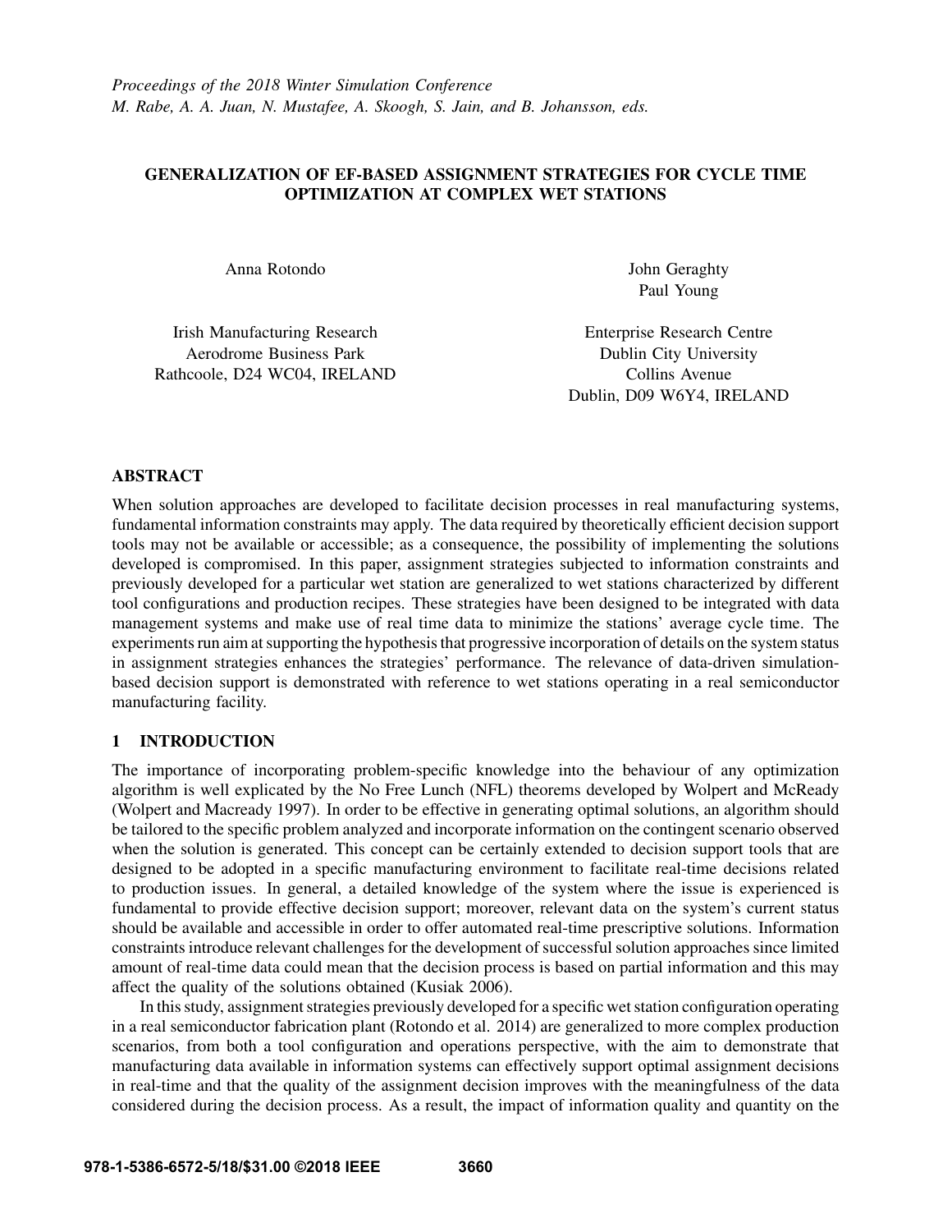*Proceedings of the 2018 Winter Simulation Conference*
*M. Rabe, A. A. Juan, N. Mustafee, A. Skoogh, S. Jain, and B. Johansson, eds.*

# GENERALIZATION OF EF-BASED ASSIGNMENT STRATEGIES FOR CYCLE TIME OPTIMIZATION AT COMPLEX WET STATIONS

Anna Rotondo

Irish Manufacturing Research
Aerodrome Business Park
Rathcoole, D24 WC04, IRELAND

John Geraghty
Paul Young

Enterprise Research Centre
Dublin City University
Collins Avenue
Dublin, D09 W6Y4, IRELAND

## ABSTRACT

When solution approaches are developed to facilitate decision processes in real manufacturing systems, fundamental information constraints may apply. The data required by theoretically efficient decision support tools may not be available or accessible; as a consequence, the possibility of implementing the solutions developed is compromised. In this paper, assignment strategies subjected to information constraints and previously developed for a particular wet station are generalized to wet stations characterized by different tool configurations and production recipes. These strategies have been designed to be integrated with data management systems and make use of real time data to minimize the stations' average cycle time. The experiments run aim at supporting the hypothesis that progressive incorporation of details on the system status in assignment strategies enhances the strategies' performance. The relevance of data-driven simulation-based decision support is demonstrated with reference to wet stations operating in a real semiconductor manufacturing facility.

## 1 INTRODUCTION

The importance of incorporating problem-specific knowledge into the behaviour of any optimization algorithm is well explicated by the No Free Lunch (NFL) theorems developed by Wolpert and McReady (Wolpert and Macready 1997). In order to be effective in generating optimal solutions, an algorithm should be tailored to the specific problem analyzed and incorporate information on the contingent scenario observed when the solution is generated. This concept can be certainly extended to decision support tools that are designed to be adopted in a specific manufacturing environment to facilitate real-time decisions related to production issues. In general, a detailed knowledge of the system where the issue is experienced is fundamental to provide effective decision support; moreover, relevant data on the system's current status should be available and accessible in order to offer automated real-time prescriptive solutions. Information constraints introduce relevant challenges for the development of successful solution approaches since limited amount of real-time data could mean that the decision process is based on partial information and this may affect the quality of the solutions obtained (Kusiak 2006).

In this study, assignment strategies previously developed for a specific wet station configuration operating in a real semiconductor fabrication plant (Rotondo et al. 2014) are generalized to more complex production scenarios, from both a tool configuration and operations perspective, with the aim to demonstrate that manufacturing data available in information systems can effectively support optimal assignment decisions in real-time and that the quality of the assignment decision improves with the meaningfulness of the data considered during the decision process. As a result, the impact of information quality and quantity on the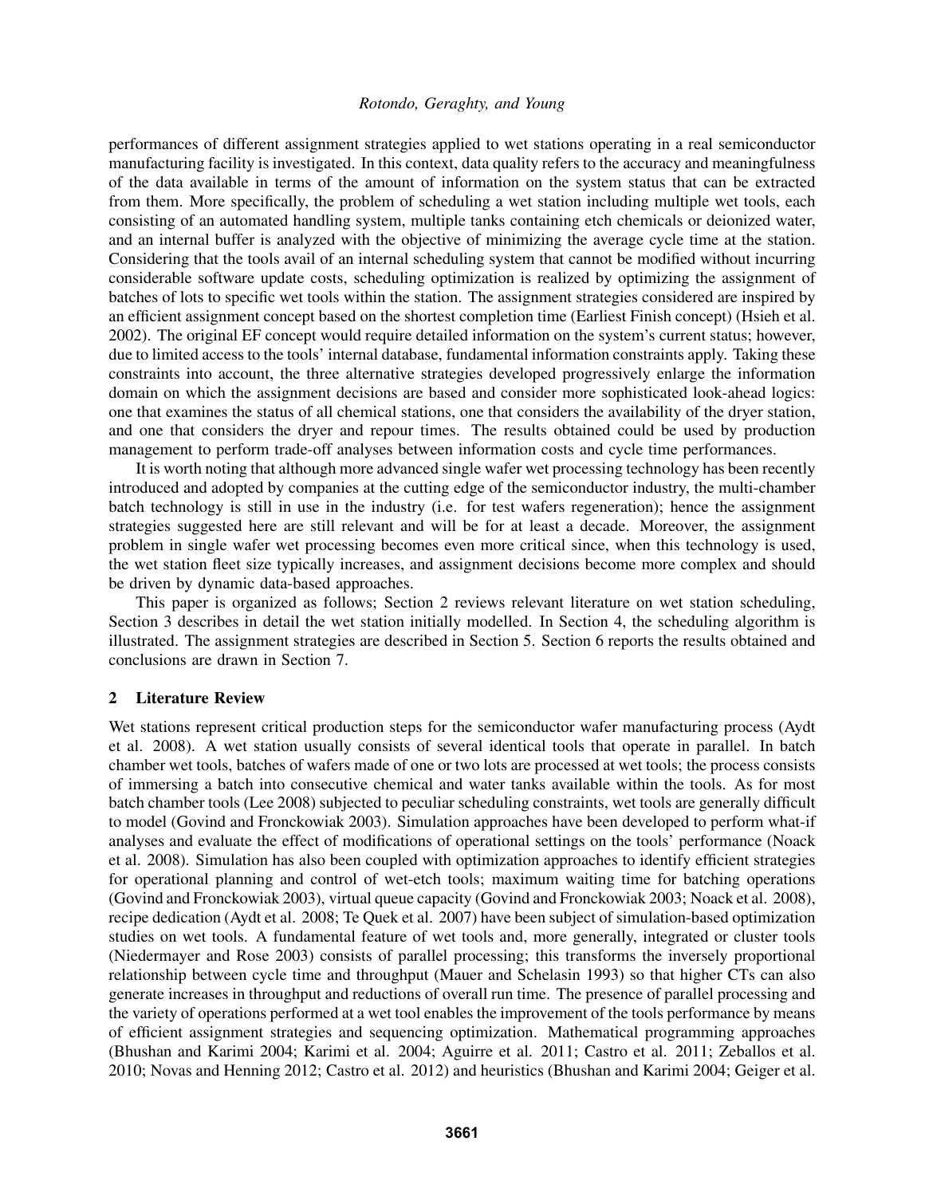performances of different assignment strategies applied to wet stations operating in a real semiconductor manufacturing facility is investigated. In this context, data quality refers to the accuracy and meaningfulness of the data available in terms of the amount of information on the system status that can be extracted from them. More specifically, the problem of scheduling a wet station including multiple wet tools, each consisting of an automated handling system, multiple tanks containing etch chemicals or deionized water, and an internal buffer is analyzed with the objective of minimizing the average cycle time at the station. Considering that the tools avail of an internal scheduling system that cannot be modified without incurring considerable software update costs, scheduling optimization is realized by optimizing the assignment of batches of lots to specific wet tools within the station. The assignment strategies considered are inspired by an efficient assignment concept based on the shortest completion time (Earliest Finish concept) (Hsieh et al. 2002). The original EF concept would require detailed information on the system's current status; however, due to limited access to the tools' internal database, fundamental information constraints apply. Taking these constraints into account, the three alternative strategies developed progressively enlarge the information domain on which the assignment decisions are based and consider more sophisticated look-ahead logics: one that examines the status of all chemical stations, one that considers the availability of the dryer station, and one that considers the dryer and repour times. The results obtained could be used by production management to perform trade-off analyses between information costs and cycle time performances.

It is worth noting that although more advanced single wafer wet processing technology has been recently introduced and adopted by companies at the cutting edge of the semiconductor industry, the multi-chamber batch technology is still in use in the industry (i.e. for test wafers regeneration); hence the assignment strategies suggested here are still relevant and will be for at least a decade. Moreover, the assignment problem in single wafer wet processing becomes even more critical since, when this technology is used, the wet station fleet size typically increases, and assignment decisions become more complex and should be driven by dynamic data-based approaches.

This paper is organized as follows; Section 2 reviews relevant literature on wet station scheduling, Section 3 describes in detail the wet station initially modelled. In Section 4, the scheduling algorithm is illustrated. The assignment strategies are described in Section 5. Section 6 reports the results obtained and conclusions are drawn in Section 7.

## 2 Literature Review

Wet stations represent critical production steps for the semiconductor wafer manufacturing process (Aydt et al. 2008). A wet station usually consists of several identical tools that operate in parallel. In batch chamber wet tools, batches of wafers made of one or two lots are processed at wet tools; the process consists of immersing a batch into consecutive chemical and water tanks available within the tools. As for most batch chamber tools (Lee 2008) subjected to peculiar scheduling constraints, wet tools are generally difficult to model (Govind and Fronckowiak 2003). Simulation approaches have been developed to perform what-if analyses and evaluate the effect of modifications of operational settings on the tools' performance (Noack et al. 2008). Simulation has also been coupled with optimization approaches to identify efficient strategies for operational planning and control of wet-etch tools; maximum waiting time for batching operations (Govind and Fronckowiak 2003), virtual queue capacity (Govind and Fronckowiak 2003; Noack et al. 2008), recipe dedication (Aydt et al. 2008; Te Quek et al. 2007) have been subject of simulation-based optimization studies on wet tools. A fundamental feature of wet tools and, more generally, integrated or cluster tools (Niedermayer and Rose 2003) consists of parallel processing; this transforms the inversely proportional relationship between cycle time and throughput (Mauer and Schelasin 1993) so that higher CTs can also generate increases in throughput and reductions of overall run time. The presence of parallel processing and the variety of operations performed at a wet tool enables the improvement of the tools performance by means of efficient assignment strategies and sequencing optimization. Mathematical programming approaches (Bhushan and Karimi 2004; Karimi et al. 2004; Aguirre et al. 2011; Castro et al. 2011; Zeballos et al. 2010; Novas and Henning 2012; Castro et al. 2012) and heuristics (Bhushan and Karimi 2004; Geiger et al.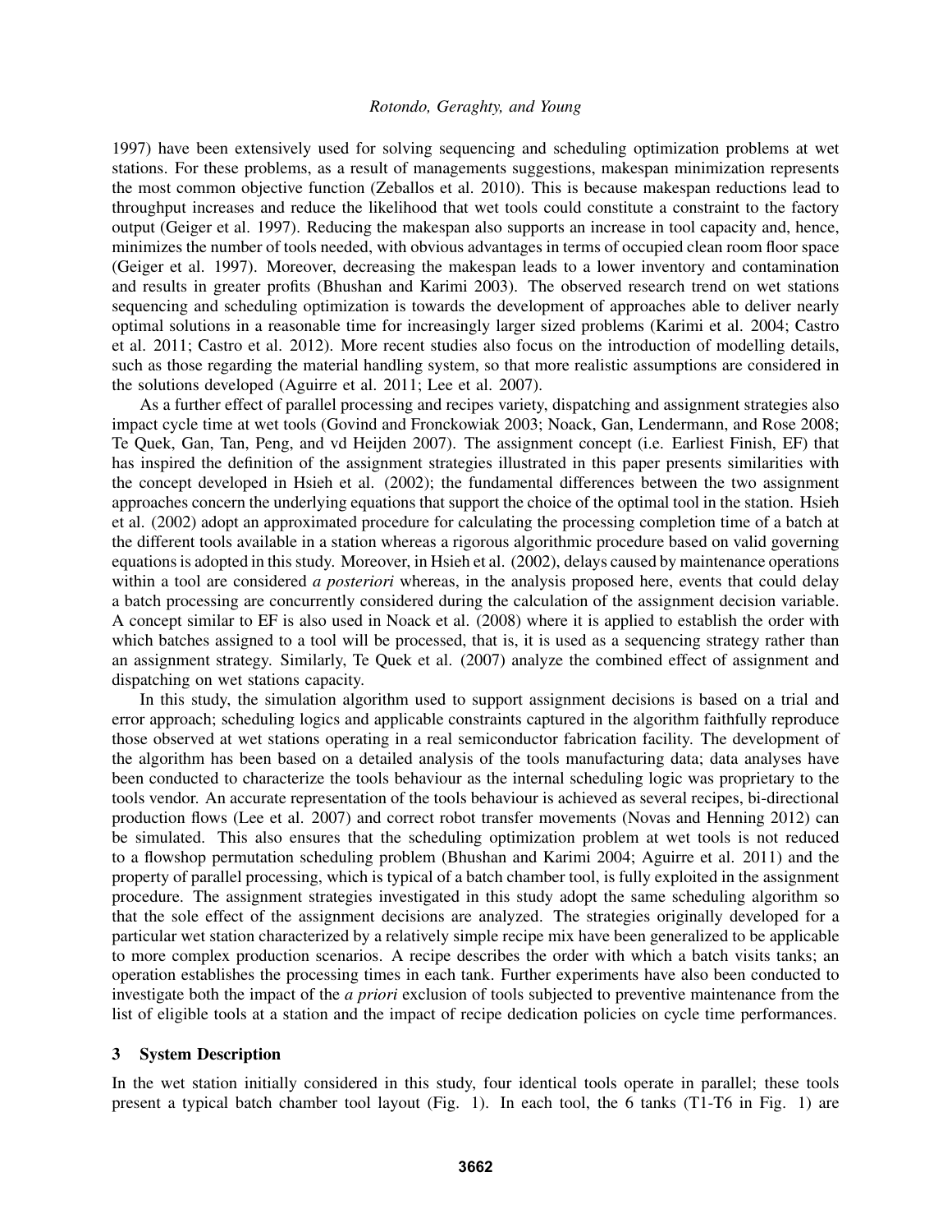1997) have been extensively used for solving sequencing and scheduling optimization problems at wet stations. For these problems, as a result of managements suggestions, makespan minimization represents the most common objective function (Zeballos et al. 2010). This is because makespan reductions lead to throughput increases and reduce the likelihood that wet tools could constitute a constraint to the factory output (Geiger et al. 1997). Reducing the makespan also supports an increase in tool capacity and, hence, minimizes the number of tools needed, with obvious advantages in terms of occupied clean room floor space (Geiger et al. 1997). Moreover, decreasing the makespan leads to a lower inventory and contamination and results in greater profits (Bhushan and Karimi 2003). The observed research trend on wet stations sequencing and scheduling optimization is towards the development of approaches able to deliver nearly optimal solutions in a reasonable time for increasingly larger sized problems (Karimi et al. 2004; Castro et al. 2011; Castro et al. 2012). More recent studies also focus on the introduction of modelling details, such as those regarding the material handling system, so that more realistic assumptions are considered in the solutions developed (Aguirre et al. 2011; Lee et al. 2007).

As a further effect of parallel processing and recipes variety, dispatching and assignment strategies also impact cycle time at wet tools (Govind and Fronckowiak 2003; Noack, Gan, Lendermann, and Rose 2008; Te Quek, Gan, Tan, Peng, and vd Heijden 2007). The assignment concept (i.e. Earliest Finish, EF) that has inspired the definition of the assignment strategies illustrated in this paper presents similarities with the concept developed in Hsieh et al. (2002); the fundamental differences between the two assignment approaches concern the underlying equations that support the choice of the optimal tool in the station. Hsieh et al. (2002) adopt an approximated procedure for calculating the processing completion time of a batch at the different tools available in a station whereas a rigorous algorithmic procedure based on valid governing equations is adopted in this study. Moreover, in Hsieh et al. (2002), delays caused by maintenance operations within a tool are considered *a posteriori* whereas, in the analysis proposed here, events that could delay a batch processing are concurrently considered during the calculation of the assignment decision variable. A concept similar to EF is also used in Noack et al. (2008) where it is applied to establish the order with which batches assigned to a tool will be processed, that is, it is used as a sequencing strategy rather than an assignment strategy. Similarly, Te Quek et al. (2007) analyze the combined effect of assignment and dispatching on wet stations capacity.

In this study, the simulation algorithm used to support assignment decisions is based on a trial and error approach; scheduling logics and applicable constraints captured in the algorithm faithfully reproduce those observed at wet stations operating in a real semiconductor fabrication facility. The development of the algorithm has been based on a detailed analysis of the tools manufacturing data; data analyses have been conducted to characterize the tools behaviour as the internal scheduling logic was proprietary to the tools vendor. An accurate representation of the tools behaviour is achieved as several recipes, bi-directional production flows (Lee et al. 2007) and correct robot transfer movements (Novas and Henning 2012) can be simulated. This also ensures that the scheduling optimization problem at wet tools is not reduced to a flowshop permutation scheduling problem (Bhushan and Karimi 2004; Aguirre et al. 2011) and the property of parallel processing, which is typical of a batch chamber tool, is fully exploited in the assignment procedure. The assignment strategies investigated in this study adopt the same scheduling algorithm so that the sole effect of the assignment decisions are analyzed. The strategies originally developed for a particular wet station characterized by a relatively simple recipe mix have been generalized to be applicable to more complex production scenarios. A recipe describes the order with which a batch visits tanks; an operation establishes the processing times in each tank. Further experiments have also been conducted to investigate both the impact of the *a priori* exclusion of tools subjected to preventive maintenance from the list of eligible tools at a station and the impact of recipe dedication policies on cycle time performances.

## 3 System Description

In the wet station initially considered in this study, four identical tools operate in parallel; these tools present a typical batch chamber tool layout (Fig. 1). In each tool, the 6 tanks (T1-T6 in Fig. 1) are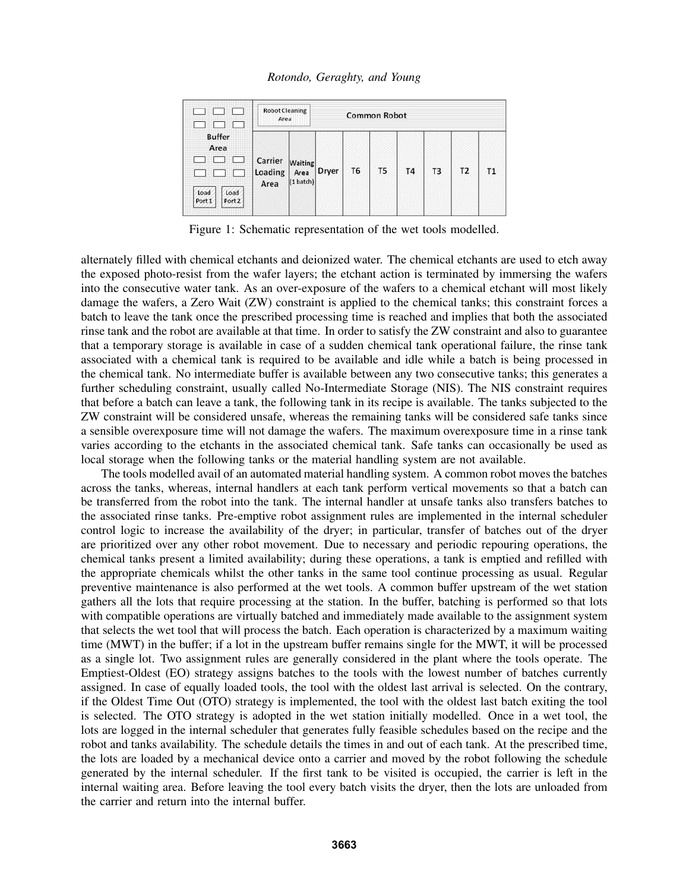Figure 1: Schematic representation of the wet tools modelled.

alternately filled with chemical etchants and deionized water. The chemical etchants are used to etch away the exposed photo-resist from the wafer layers; the etchant action is terminated by immersing the wafers into the consecutive water tank. As an over-exposure of the wafers to a chemical etchant will most likely damage the wafers, a Zero Wait (ZW) constraint is applied to the chemical tanks; this constraint forces a batch to leave the tank once the prescribed processing time is reached and implies that both the associated rinse tank and the robot are available at that time. In order to satisfy the ZW constraint and also to guarantee that a temporary storage is available in case of a sudden chemical tank operational failure, the rinse tank associated with a chemical tank is required to be available and idle while a batch is being processed in the chemical tank. No intermediate buffer is available between any two consecutive tanks; this generates a further scheduling constraint, usually called No-Intermediate Storage (NIS). The NIS constraint requires that before a batch can leave a tank, the following tank in its recipe is available. The tanks subjected to the ZW constraint will be considered unsafe, whereas the remaining tanks will be considered safe tanks since a sensible overexposure time will not damage the wafers. The maximum overexposure time in a rinse tank varies according to the etchants in the associated chemical tank. Safe tanks can occasionally be used as local storage when the following tanks or the material handling system are not available.

The tools modelled avail of an automated material handling system. A common robot moves the batches across the tanks, whereas, internal handlers at each tank perform vertical movements so that a batch can be transferred from the robot into the tank. The internal handler at unsafe tanks also transfers batches to the associated rinse tanks. Pre-emptive robot assignment rules are implemented in the internal scheduler control logic to increase the availability of the dryer; in particular, transfer of batches out of the dryer are prioritized over any other robot movement. Due to necessary and periodic repouring operations, the chemical tanks present a limited availability; during these operations, a tank is emptied and refilled with the appropriate chemicals whilst the other tanks in the same tool continue processing as usual. Regular preventive maintenance is also performed at the wet tools. A common buffer upstream of the wet station gathers all the lots that require processing at the station. In the buffer, batching is performed so that lots with compatible operations are virtually batched and immediately made available to the assignment system that selects the wet tool that will process the batch. Each operation is characterized by a maximum waiting time (MWT) in the buffer; if a lot in the upstream buffer remains single for the MWT, it will be processed as a single lot. Two assignment rules are generally considered in the plant where the tools operate. The Emptiest-Oldest (EO) strategy assigns batches to the tools with the lowest number of batches currently assigned. In case of equally loaded tools, the tool with the oldest last arrival is selected. On the contrary, if the Oldest Time Out (OTO) strategy is implemented, the tool with the oldest last batch exiting the tool is selected. The OTO strategy is adopted in the wet station initially modelled. Once in a wet tool, the lots are logged in the internal scheduler that generates fully feasible schedules based on the recipe and the robot and tanks availability. The schedule details the times in and out of each tank. At the prescribed time, the lots are loaded by a mechanical device onto a carrier and moved by the robot following the schedule generated by the internal scheduler. If the first tank to be visited is occupied, the carrier is left in the internal waiting area. Before leaving the tool every batch visits the dryer, then the lots are unloaded from the carrier and return into the internal buffer.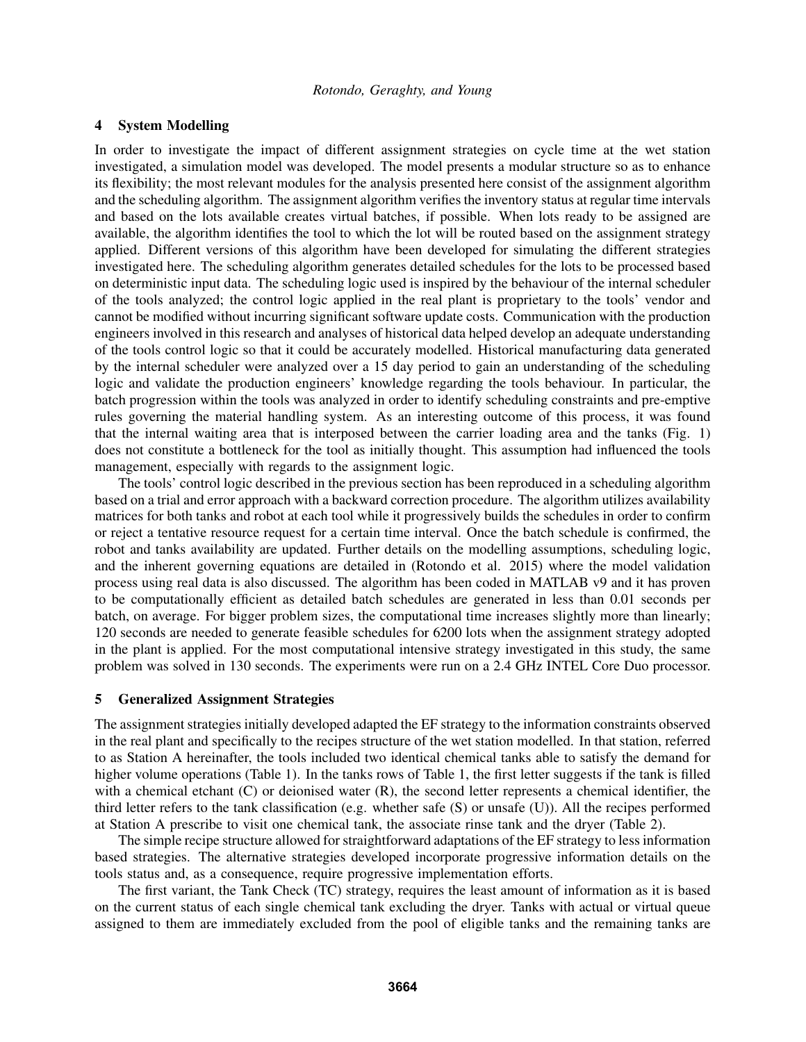## 4 System Modelling

In order to investigate the impact of different assignment strategies on cycle time at the wet station investigated, a simulation model was developed. The model presents a modular structure so as to enhance its flexibility; the most relevant modules for the analysis presented here consist of the assignment algorithm and the scheduling algorithm. The assignment algorithm verifies the inventory status at regular time intervals and based on the lots available creates virtual batches, if possible. When lots ready to be assigned are available, the algorithm identifies the tool to which the lot will be routed based on the assignment strategy applied. Different versions of this algorithm have been developed for simulating the different strategies investigated here. The scheduling algorithm generates detailed schedules for the lots to be processed based on deterministic input data. The scheduling logic used is inspired by the behaviour of the internal scheduler of the tools analyzed; the control logic applied in the real plant is proprietary to the tools' vendor and cannot be modified without incurring significant software update costs. Communication with the production engineers involved in this research and analyses of historical data helped develop an adequate understanding of the tools control logic so that it could be accurately modelled. Historical manufacturing data generated by the internal scheduler were analyzed over a 15 day period to gain an understanding of the scheduling logic and validate the production engineers' knowledge regarding the tools behaviour. In particular, the batch progression within the tools was analyzed in order to identify scheduling constraints and pre-emptive rules governing the material handling system. As an interesting outcome of this process, it was found that the internal waiting area that is interposed between the carrier loading area and the tanks (Fig. 1) does not constitute a bottleneck for the tool as initially thought. This assumption had influenced the tools management, especially with regards to the assignment logic.

The tools' control logic described in the previous section has been reproduced in a scheduling algorithm based on a trial and error approach with a backward correction procedure. The algorithm utilizes availability matrices for both tanks and robot at each tool while it progressively builds the schedules in order to confirm or reject a tentative resource request for a certain time interval. Once the batch schedule is confirmed, the robot and tanks availability are updated. Further details on the modelling assumptions, scheduling logic, and the inherent governing equations are detailed in (Rotondo et al. 2015) where the model validation process using real data is also discussed. The algorithm has been coded in MATLAB v9 and it has proven to be computationally efficient as detailed batch schedules are generated in less than 0.01 seconds per batch, on average. For bigger problem sizes, the computational time increases slightly more than linearly; 120 seconds are needed to generate feasible schedules for 6200 lots when the assignment strategy adopted in the plant is applied. For the most computational intensive strategy investigated in this study, the same problem was solved in 130 seconds. The experiments were run on a 2.4 GHz INTEL Core Duo processor.

## 5 Generalized Assignment Strategies

The assignment strategies initially developed adapted the EF strategy to the information constraints observed in the real plant and specifically to the recipes structure of the wet station modelled. In that station, referred to as Station A hereinafter, the tools included two identical chemical tanks able to satisfy the demand for higher volume operations (Table 1). In the tanks rows of Table 1, the first letter suggests if the tank is filled with a chemical etchant (C) or deionised water (R), the second letter represents a chemical identifier, the third letter refers to the tank classification (e.g. whether safe (S) or unsafe (U)). All the recipes performed at Station A prescribe to visit one chemical tank, the associate rinse tank and the dryer (Table 2).

The simple recipe structure allowed for straightforward adaptations of the EF strategy to less information based strategies. The alternative strategies developed incorporate progressive information details on the tools status and, as a consequence, require progressive implementation efforts.

The first variant, the Tank Check (TC) strategy, requires the least amount of information as it is based on the current status of each single chemical tank excluding the dryer. Tanks with actual or virtual queue assigned to them are immediately excluded from the pool of eligible tanks and the remaining tanks are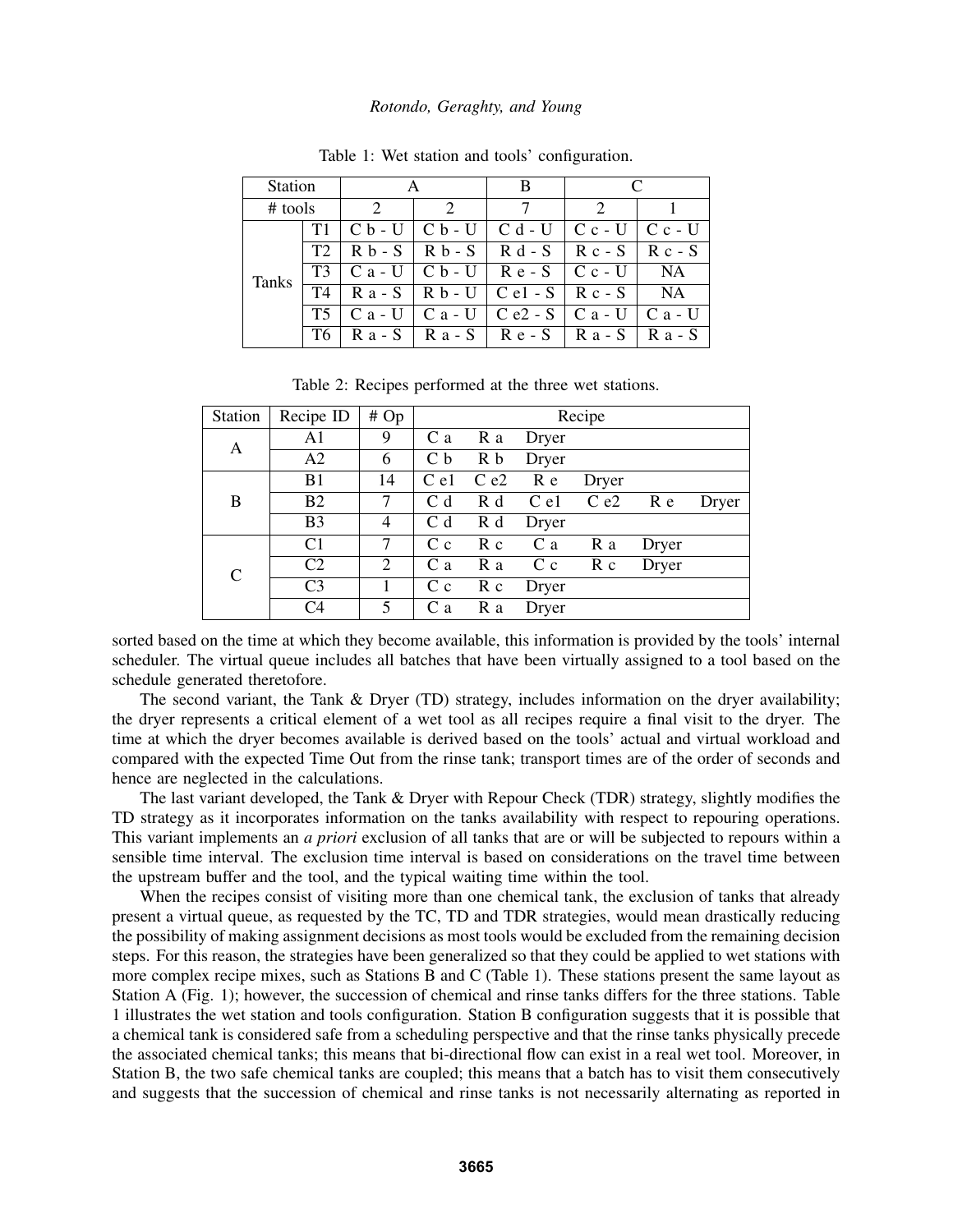Table 1: Wet station and tools' configuration.

| Station | | A | | B | C | |
|---|---|---|---|---|---|---|
| # tools | | 2 | 2 | 7 | 2 | 1 |
| Tanks | T1 | C b - U | C b - U | C d - U | C c - U | C c - U |
| | T2 | R b - S | R b - S | R d - S | R c - S | R c - S |
| | T3 | C a - U | C b - U | R e - S | C c - U | NA |
| | T4 | R a - S | R b - U | C e1 - S | R c - S | NA |
| | T5 | C a - U | C a - U | C e2 - S | C a - U | C a - U |
| | T6 | R a - S | R a - S | R e - S | R a - S | R a - S |

Table 2: Recipes performed at the three wet stations.

| Station | Recipe ID | # Op | Recipe | | | | | |
|---|---|---|---|---|---|---|---|---|
| A | A1 | 9 | C a | R a | Dryer | | | |
| | A2 | 6 | C b | R b | Dryer | | | |
| B | B1 | 14 | C e1 | C e2 | R e | Dryer | | |
| | B2 | 7 | C d | R d | C e1 | C e2 | R e | Dryer |
| | B3 | 4 | C d | R d | Dryer | | | |
| C | C1 | 7 | C c | R c | C a | R a | Dryer | |
| | C2 | 2 | C a | R a | C c | R c | Dryer | |
| | C3 | 1 | C c | R c | Dryer | | | |
| | C4 | 5 | C a | R a | Dryer | | | |

sorted based on the time at which they become available, this information is provided by the tools' internal scheduler. The virtual queue includes all batches that have been virtually assigned to a tool based on the schedule generated theretofore.

The second variant, the Tank & Dryer (TD) strategy, includes information on the dryer availability; the dryer represents a critical element of a wet tool as all recipes require a final visit to the dryer. The time at which the dryer becomes available is derived based on the tools' actual and virtual workload and compared with the expected Time Out from the rinse tank; transport times are of the order of seconds and hence are neglected in the calculations.

The last variant developed, the Tank & Dryer with Repour Check (TDR) strategy, slightly modifies the TD strategy as it incorporates information on the tanks availability with respect to repouring operations. This variant implements an *a priori* exclusion of all tanks that are or will be subjected to repours within a sensible time interval. The exclusion time interval is based on considerations on the travel time between the upstream buffer and the tool, and the typical waiting time within the tool.

When the recipes consist of visiting more than one chemical tank, the exclusion of tanks that already present a virtual queue, as requested by the TC, TD and TDR strategies, would mean drastically reducing the possibility of making assignment decisions as most tools would be excluded from the remaining decision steps. For this reason, the strategies have been generalized so that they could be applied to wet stations with more complex recipe mixes, such as Stations B and C (Table 1). These stations present the same layout as Station A (Fig. 1); however, the succession of chemical and rinse tanks differs for the three stations. Table 1 illustrates the wet station and tools configuration. Station B configuration suggests that it is possible that a chemical tank is considered safe from a scheduling perspective and that the rinse tanks physically precede the associated chemical tanks; this means that bi-directional flow can exist in a real wet tool. Moreover, in Station B, the two safe chemical tanks are coupled; this means that a batch has to visit them consecutively and suggests that the succession of chemical and rinse tanks is not necessarily alternating as reported in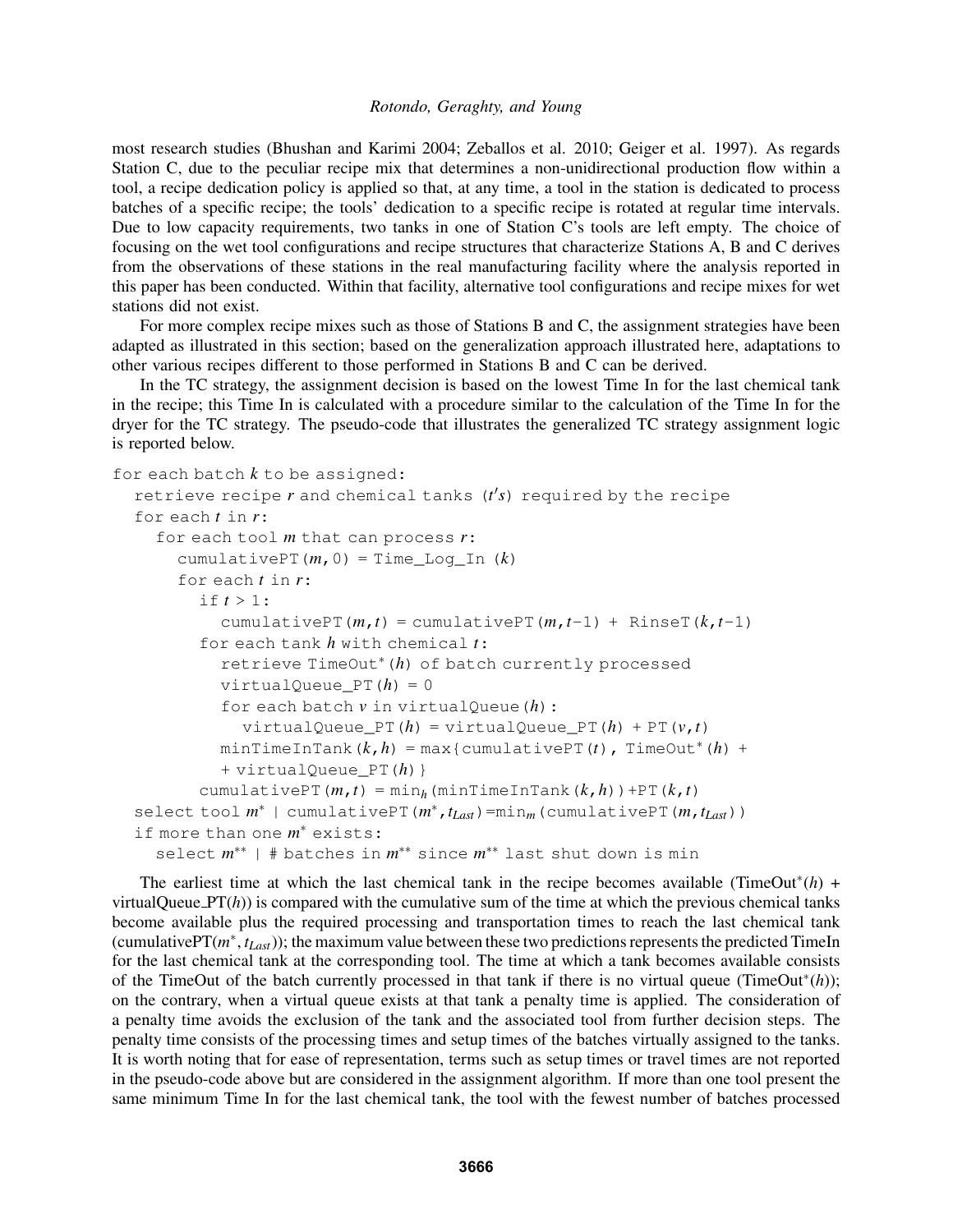most research studies (Bhushan and Karimi 2004; Zeballos et al. 2010; Geiger et al. 1997). As regards Station C, due to the peculiar recipe mix that determines a non-unidirectional production flow within a tool, a recipe dedication policy is applied so that, at any time, a tool in the station is dedicated to process batches of a specific recipe; the tools' dedication to a specific recipe is rotated at regular time intervals. Due to low capacity requirements, two tanks in one of Station C's tools are left empty. The choice of focusing on the wet tool configurations and recipe structures that characterize Stations A, B and C derives from the observations of these stations in the real manufacturing facility where the analysis reported in this paper has been conducted. Within that facility, alternative tool configurations and recipe mixes for wet stations did not exist.

For more complex recipe mixes such as those of Stations B and C, the assignment strategies have been adapted as illustrated in this section; based on the generalization approach illustrated here, adaptations to other various recipes different to those performed in Stations B and C can be derived.

In the TC strategy, the assignment decision is based on the lowest Time In for the last chemical tank in the recipe; this Time In is calculated with a procedure similar to the calculation of the Time In for the dryer for the TC strategy. The pseudo-code that illustrates the generalized TC strategy assignment logic is reported below.

```
for each batch k to be assigned:
  retrieve recipe r and chemical tanks (t's) required by the recipe
  for each t in r:
    for each tool m that can process r:
      cumulativePT(m,0) = Time_Log_In (k)
      for each t in r:
        if t > 1:
          cumulativePT(m,t) = cumulativePT(m,t-1) + RinseT(k,t-1)
        for each tank h with chemical t:
          retrieve TimeOut*(h) of batch currently processed
          virtualQueue_PT(h) = 0
          for each batch v in virtualQueue(h):
            virtualQueue_PT(h) = virtualQueue_PT(h) + PT(v,t)
          minTimeInTank(k,h) = max{cumulativePT(t), TimeOut*(h) +
          + virtualQueue_PT(h)}
        cumulativePT(m,t) = min_h(minTimeInTank(k,h))+PT(k,t)
  select tool m* | cumulativePT(m*,t_Last)=min_m(cumulativePT(m,t_Last))
  if more than one m* exists:
    select m** | # batches in m** since m** last shut down is min
```

The earliest time at which the last chemical tank in the recipe becomes available ($\text{TimeOut}^*(h)$ + $\text{virtualQueue\_PT}(h)$) is compared with the cumulative sum of the time at which the previous chemical tanks become available plus the required processing and transportation times to reach the last chemical tank ($\text{cumulativePT}(m^*, t_{Last})$); the maximum value between these two predictions represents the predicted TimeIn for the last chemical tank at the corresponding tool. The time at which a tank becomes available consists of the TimeOut of the batch currently processed in that tank if there is no virtual queue ($\text{TimeOut}^*(h)$); on the contrary, when a virtual queue exists at that tank a penalty time is applied. The consideration of a penalty time avoids the exclusion of the tank and the associated tool from further decision steps. The penalty time consists of the processing times and setup times of the batches virtually assigned to the tanks. It is worth noting that for ease of representation, terms such as setup times or travel times are not reported in the pseudo-code above but are considered in the assignment algorithm. If more than one tool present the same minimum Time In for the last chemical tank, the tool with the fewest number of batches processed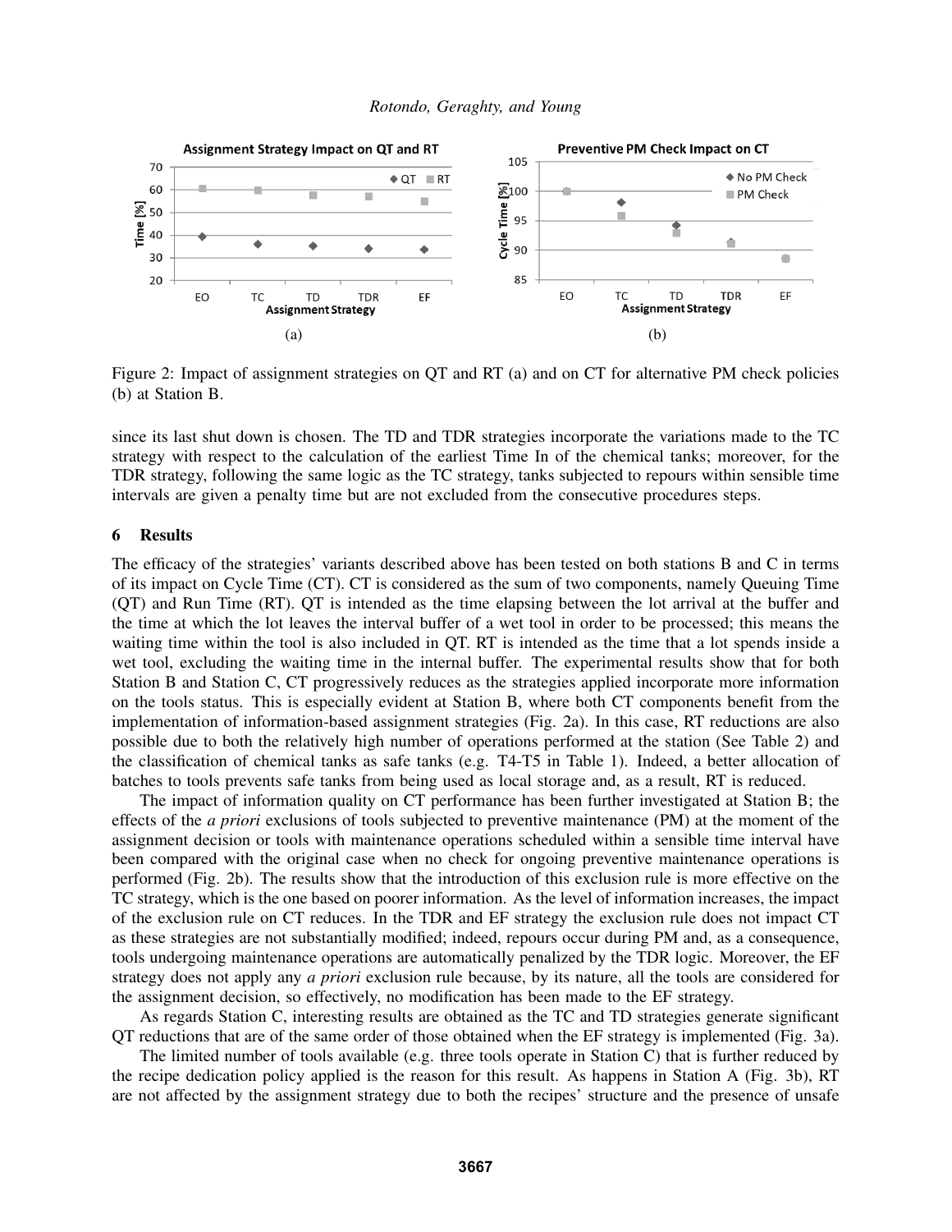Figure 2: Impact of assignment strategies on QT and RT (a) and on CT for alternative PM check policies (b) at Station B.

since its last shut down is chosen. The TD and TDR strategies incorporate the variations made to the TC strategy with respect to the calculation of the earliest Time In of the chemical tanks; moreover, for the TDR strategy, following the same logic as the TC strategy, tanks subjected to repours within sensible time intervals are given a penalty time but are not excluded from the consecutive procedures steps.

## 6 Results

The efficacy of the strategies' variants described above has been tested on both stations B and C in terms of its impact on Cycle Time (CT). CT is considered as the sum of two components, namely Queuing Time (QT) and Run Time (RT). QT is intended as the time elapsing between the lot arrival at the buffer and the time at which the lot leaves the interval buffer of a wet tool in order to be processed; this means the waiting time within the tool is also included in QT. RT is intended as the time that a lot spends inside a wet tool, excluding the waiting time in the internal buffer. The experimental results show that for both Station B and Station C, CT progressively reduces as the strategies applied incorporate more information on the tools status. This is especially evident at Station B, where both CT components benefit from the implementation of information-based assignment strategies (Fig. 2a). In this case, RT reductions are also possible due to both the relatively high number of operations performed at the station (See Table 2) and the classification of chemical tanks as safe tanks (e.g. T4-T5 in Table 1). Indeed, a better allocation of batches to tools prevents safe tanks from being used as local storage and, as a result, RT is reduced.

The impact of information quality on CT performance has been further investigated at Station B; the effects of the *a priori* exclusions of tools subjected to preventive maintenance (PM) at the moment of the assignment decision or tools with maintenance operations scheduled within a sensible time interval have been compared with the original case when no check for ongoing preventive maintenance operations is performed (Fig. 2b). The results show that the introduction of this exclusion rule is more effective on the TC strategy, which is the one based on poorer information. As the level of information increases, the impact of the exclusion rule on CT reduces. In the TDR and EF strategy the exclusion rule does not impact CT as these strategies are not substantially modified; indeed, repours occur during PM and, as a consequence, tools undergoing maintenance operations are automatically penalized by the TDR logic. Moreover, the EF strategy does not apply any *a priori* exclusion rule because, by its nature, all the tools are considered for the assignment decision, so effectively, no modification has been made to the EF strategy.

As regards Station C, interesting results are obtained as the TC and TD strategies generate significant QT reductions that are of the same order of those obtained when the EF strategy is implemented (Fig. 3a).

The limited number of tools available (e.g. three tools operate in Station C) that is further reduced by the recipe dedication policy applied is the reason for this result. As happens in Station A (Fig. 3b), RT are not affected by the assignment strategy due to both the recipes' structure and the presence of unsafe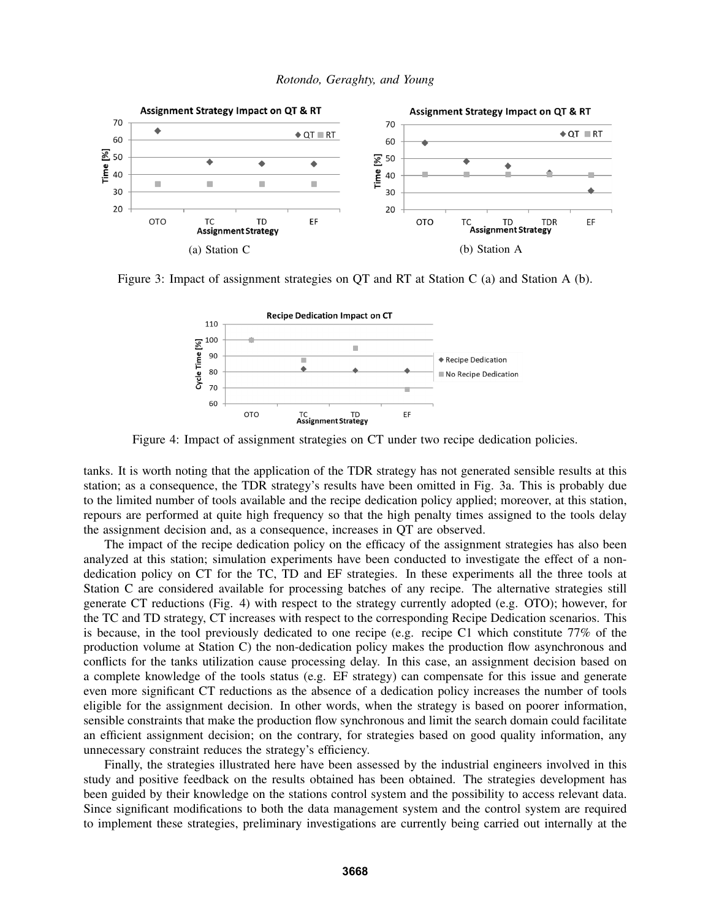Figure 3: Impact of assignment strategies on QT and RT at Station C (a) and Station A (b).

(a) Station C

(b) Station A

Figure 4: Impact of assignment strategies on CT under two recipe dedication policies.

tanks. It is worth noting that the application of the TDR strategy has not generated sensible results at this station; as a consequence, the TDR strategy's results have been omitted in Fig. 3a. This is probably due to the limited number of tools available and the recipe dedication policy applied; moreover, at this station, repours are performed at quite high frequency so that the high penalty times assigned to the tools delay the assignment decision and, as a consequence, increases in QT are observed.

The impact of the recipe dedication policy on the efficacy of the assignment strategies has also been analyzed at this station; simulation experiments have been conducted to investigate the effect of a non-dedication policy on CT for the TC, TD and EF strategies. In these experiments all the three tools at Station C are considered available for processing batches of any recipe. The alternative strategies still generate CT reductions (Fig. 4) with respect to the strategy currently adopted (e.g. OTO); however, for the TC and TD strategy, CT increases with respect to the corresponding Recipe Dedication scenarios. This is because, in the tool previously dedicated to one recipe (e.g. recipe C1 which constitute 77% of the production volume at Station C) the non-dedication policy makes the production flow asynchronous and conflicts for the tanks utilization cause processing delay. In this case, an assignment decision based on a complete knowledge of the tools status (e.g. EF strategy) can compensate for this issue and generate even more significant CT reductions as the absence of a dedication policy increases the number of tools eligible for the assignment decision. In other words, when the strategy is based on poorer information, sensible constraints that make the production flow synchronous and limit the search domain could facilitate an efficient assignment decision; on the contrary, for strategies based on good quality information, any unnecessary constraint reduces the strategy's efficiency.

Finally, the strategies illustrated here have been assessed by the industrial engineers involved in this study and positive feedback on the results obtained has been obtained. The strategies development has been guided by their knowledge on the stations control system and the possibility to access relevant data. Since significant modifications to both the data management system and the control system are required to implement these strategies, preliminary investigations are currently being carried out internally at the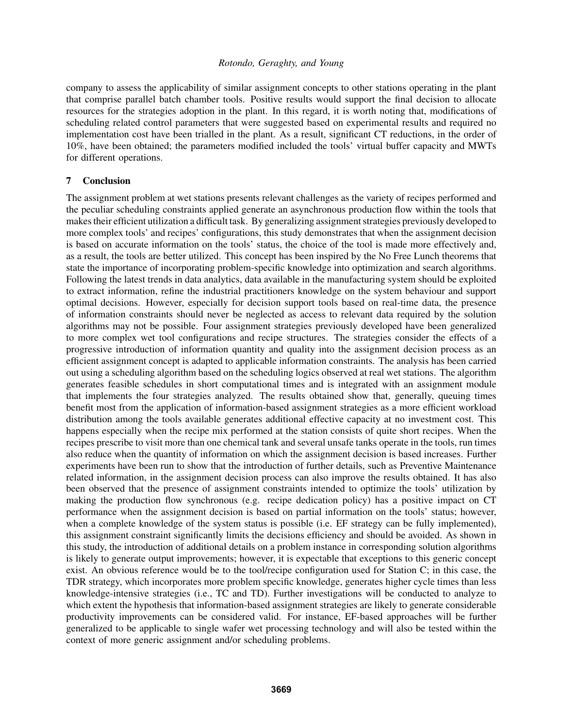company to assess the applicability of similar assignment concepts to other stations operating in the plant that comprise parallel batch chamber tools. Positive results would support the final decision to allocate resources for the strategies adoption in the plant. In this regard, it is worth noting that, modifications of scheduling related control parameters that were suggested based on experimental results and required no implementation cost have been trialled in the plant. As a result, significant CT reductions, in the order of 10%, have been obtained; the parameters modified included the tools' virtual buffer capacity and MWTs for different operations.

## 7 Conclusion

The assignment problem at wet stations presents relevant challenges as the variety of recipes performed and the peculiar scheduling constraints applied generate an asynchronous production flow within the tools that makes their efficient utilization a difficult task. By generalizing assignment strategies previously developed to more complex tools' and recipes' configurations, this study demonstrates that when the assignment decision is based on accurate information on the tools' status, the choice of the tool is made more effectively and, as a result, the tools are better utilized. This concept has been inspired by the No Free Lunch theorems that state the importance of incorporating problem-specific knowledge into optimization and search algorithms. Following the latest trends in data analytics, data available in the manufacturing system should be exploited to extract information, refine the industrial practitioners knowledge on the system behaviour and support optimal decisions. However, especially for decision support tools based on real-time data, the presence of information constraints should never be neglected as access to relevant data required by the solution algorithms may not be possible. Four assignment strategies previously developed have been generalized to more complex wet tool configurations and recipe structures. The strategies consider the effects of a progressive introduction of information quantity and quality into the assignment decision process as an efficient assignment concept is adapted to applicable information constraints. The analysis has been carried out using a scheduling algorithm based on the scheduling logics observed at real wet stations. The algorithm generates feasible schedules in short computational times and is integrated with an assignment module that implements the four strategies analyzed. The results obtained show that, generally, queuing times benefit most from the application of information-based assignment strategies as a more efficient workload distribution among the tools available generates additional effective capacity at no investment cost. This happens especially when the recipe mix performed at the station consists of quite short recipes. When the recipes prescribe to visit more than one chemical tank and several unsafe tanks operate in the tools, run times also reduce when the quantity of information on which the assignment decision is based increases. Further experiments have been run to show that the introduction of further details, such as Preventive Maintenance related information, in the assignment decision process can also improve the results obtained. It has also been observed that the presence of assignment constraints intended to optimize the tools' utilization by making the production flow synchronous (e.g. recipe dedication policy) has a positive impact on CT performance when the assignment decision is based on partial information on the tools' status; however, when a complete knowledge of the system status is possible (i.e. EF strategy can be fully implemented), this assignment constraint significantly limits the decisions efficiency and should be avoided. As shown in this study, the introduction of additional details on a problem instance in corresponding solution algorithms is likely to generate output improvements; however, it is expectable that exceptions to this generic concept exist. An obvious reference would be to the tool/recipe configuration used for Station C; in this case, the TDR strategy, which incorporates more problem specific knowledge, generates higher cycle times than less knowledge-intensive strategies (i.e., TC and TD). Further investigations will be conducted to analyze to which extent the hypothesis that information-based assignment strategies are likely to generate considerable productivity improvements can be considered valid. For instance, EF-based approaches will be further generalized to be applicable to single wafer wet processing technology and will also be tested within the context of more generic assignment and/or scheduling problems.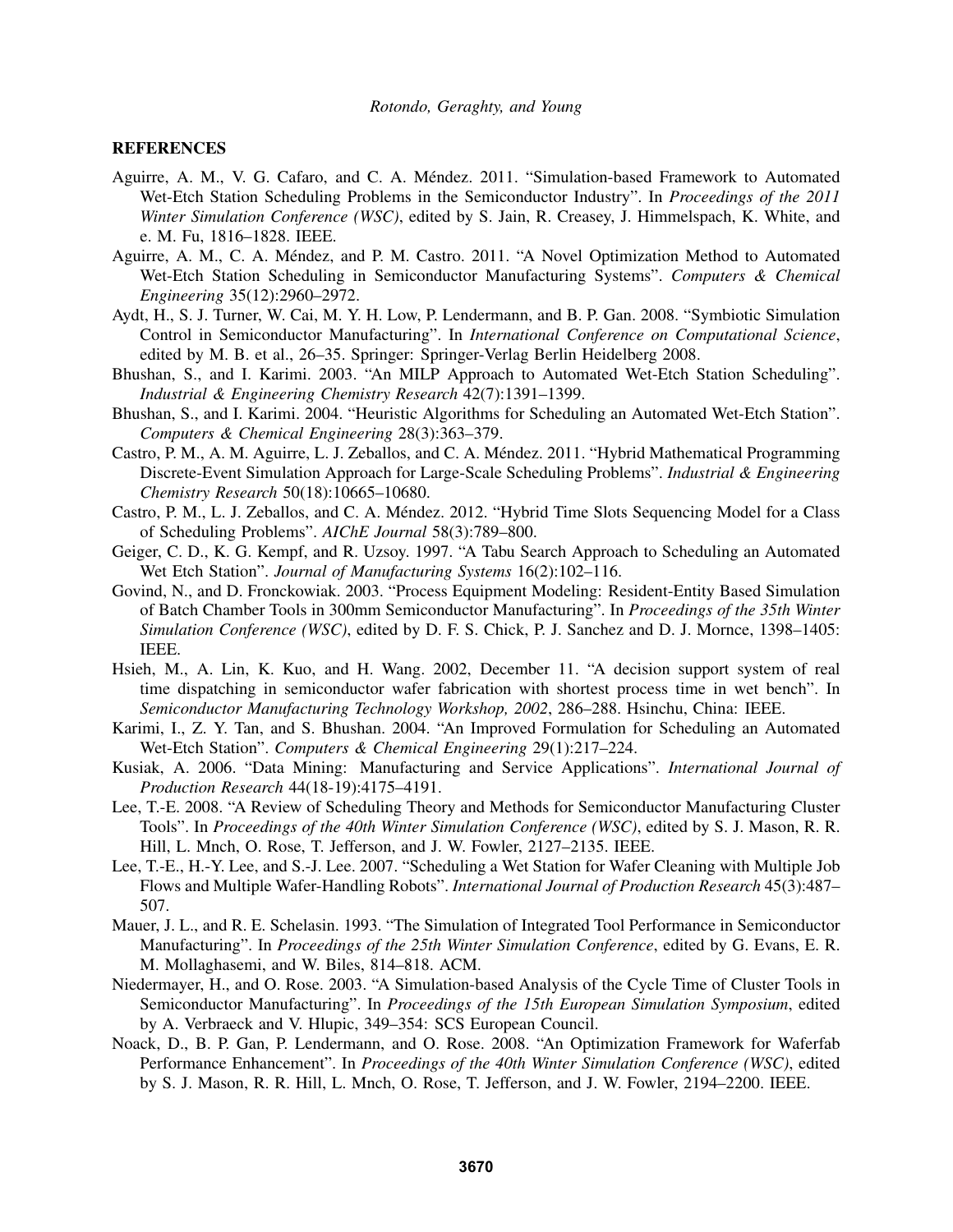## REFERENCES

Aguirre, A. M., V. G. Cafaro, and C. A. Méndez. 2011. "Simulation-based Framework to Automated Wet-Etch Station Scheduling Problems in the Semiconductor Industry". In *Proceedings of the 2011 Winter Simulation Conference (WSC)*, edited by S. Jain, R. Creasey, J. Himmelspach, K. White, and e. M. Fu, 1816–1828. IEEE.

Aguirre, A. M., C. A. Méndez, and P. M. Castro. 2011. "A Novel Optimization Method to Automated Wet-Etch Station Scheduling in Semiconductor Manufacturing Systems". *Computers & Chemical Engineering* 35(12):2960–2972.

Aydt, H., S. J. Turner, W. Cai, M. Y. H. Low, P. Lendermann, and B. P. Gan. 2008. "Symbiotic Simulation Control in Semiconductor Manufacturing". In *International Conference on Computational Science*, edited by M. B. et al., 26–35. Springer: Springer-Verlag Berlin Heidelberg 2008.

Bhushan, S., and I. Karimi. 2003. "An MILP Approach to Automated Wet-Etch Station Scheduling". *Industrial & Engineering Chemistry Research* 42(7):1391–1399.

Bhushan, S., and I. Karimi. 2004. "Heuristic Algorithms for Scheduling an Automated Wet-Etch Station". *Computers & Chemical Engineering* 28(3):363–379.

Castro, P. M., A. M. Aguirre, L. J. Zeballos, and C. A. Méndez. 2011. "Hybrid Mathematical Programming Discrete-Event Simulation Approach for Large-Scale Scheduling Problems". *Industrial & Engineering Chemistry Research* 50(18):10665–10680.

Castro, P. M., L. J. Zeballos, and C. A. Méndez. 2012. "Hybrid Time Slots Sequencing Model for a Class of Scheduling Problems". *AIChE Journal* 58(3):789–800.

Geiger, C. D., K. G. Kempf, and R. Uzsoy. 1997. "A Tabu Search Approach to Scheduling an Automated Wet Etch Station". *Journal of Manufacturing Systems* 16(2):102–116.

Govind, N., and D. Fronckowiak. 2003. "Process Equipment Modeling: Resident-Entity Based Simulation of Batch Chamber Tools in 300mm Semiconductor Manufacturing". In *Proceedings of the 35th Winter Simulation Conference (WSC)*, edited by D. F. S. Chick, P. J. Sanchez and D. J. Mornce, 1398–1405: IEEE.

Hsieh, M., A. Lin, K. Kuo, and H. Wang. 2002, December 11. "A decision support system of real time dispatching in semiconductor wafer fabrication with shortest process time in wet bench". In *Semiconductor Manufacturing Technology Workshop, 2002*, 286–288. Hsinchu, China: IEEE.

Karimi, I., Z. Y. Tan, and S. Bhushan. 2004. "An Improved Formulation for Scheduling an Automated Wet-Etch Station". *Computers & Chemical Engineering* 29(1):217–224.

Kusiak, A. 2006. "Data Mining: Manufacturing and Service Applications". *International Journal of Production Research* 44(18-19):4175–4191.

Lee, T.-E. 2008. "A Review of Scheduling Theory and Methods for Semiconductor Manufacturing Cluster Tools". In *Proceedings of the 40th Winter Simulation Conference (WSC)*, edited by S. J. Mason, R. R. Hill, L. Mnch, O. Rose, T. Jefferson, and J. W. Fowler, 2127–2135. IEEE.

Lee, T.-E., H.-Y. Lee, and S.-J. Lee. 2007. "Scheduling a Wet Station for Wafer Cleaning with Multiple Job Flows and Multiple Wafer-Handling Robots". *International Journal of Production Research* 45(3):487–507.

Mauer, J. L., and R. E. Schelasin. 1993. "The Simulation of Integrated Tool Performance in Semiconductor Manufacturing". In *Proceedings of the 25th Winter Simulation Conference*, edited by G. Evans, E. R. M. Mollaghasemi, and W. Biles, 814–818. ACM.

Niedermayer, H., and O. Rose. 2003. "A Simulation-based Analysis of the Cycle Time of Cluster Tools in Semiconductor Manufacturing". In *Proceedings of the 15th European Simulation Symposium*, edited by A. Verbraeck and V. Hlupic, 349–354: SCS European Council.

Noack, D., B. P. Gan, P. Lendermann, and O. Rose. 2008. "An Optimization Framework for Waferfab Performance Enhancement". In *Proceedings of the 40th Winter Simulation Conference (WSC)*, edited by S. J. Mason, R. R. Hill, L. Mnch, O. Rose, T. Jefferson, and J. W. Fowler, 2194–2200. IEEE.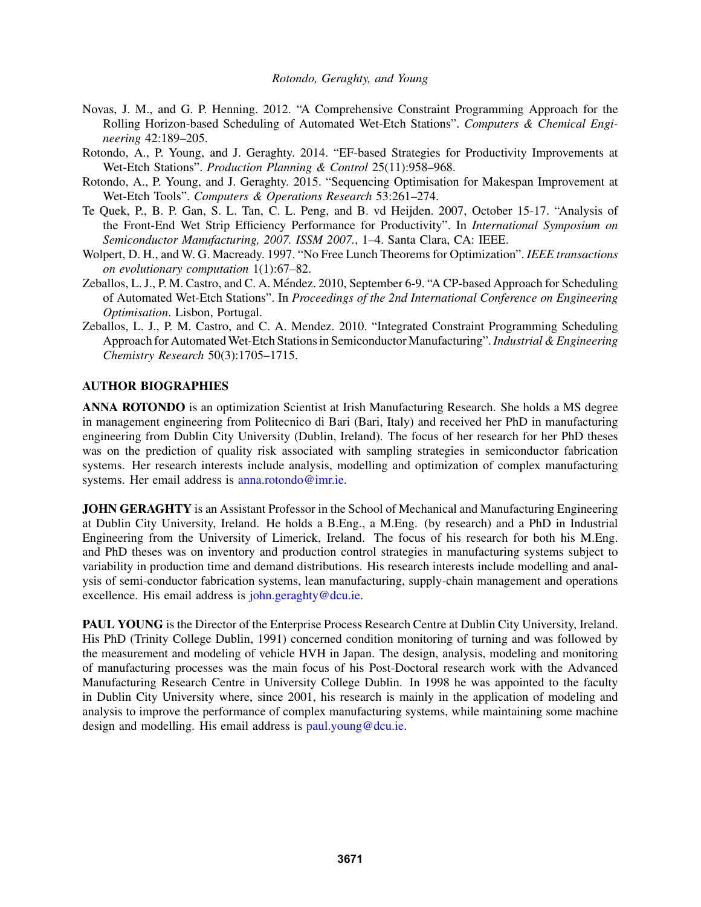Novas, J. M., and G. P. Henning. 2012. "A Comprehensive Constraint Programming Approach for the Rolling Horizon-based Scheduling of Automated Wet-Etch Stations". *Computers & Chemical Engineering* 42:189–205.

Rotondo, A., P. Young, and J. Geraghty. 2014. "EF-based Strategies for Productivity Improvements at Wet-Etch Stations". *Production Planning & Control* 25(11):958–968.

Rotondo, A., P. Young, and J. Geraghty. 2015. "Sequencing Optimisation for Makespan Improvement at Wet-Etch Tools". *Computers & Operations Research* 53:261–274.

Te Quek, P., B. P. Gan, S. L. Tan, C. L. Peng, and B. vd Heijden. 2007, October 15-17. "Analysis of the Front-End Wet Strip Efficiency Performance for Productivity". In *International Symposium on Semiconductor Manufacturing, 2007. ISSM 2007.*, 1–4. Santa Clara, CA: IEEE.

Wolpert, D. H., and W. G. Macready. 1997. "No Free Lunch Theorems for Optimization". *IEEE transactions on evolutionary computation* 1(1):67–82.

Zeballos, L. J., P. M. Castro, and C. A. Méndez. 2010, September 6-9. "A CP-based Approach for Scheduling of Automated Wet-Etch Stations". In *Proceedings of the 2nd International Conference on Engineering Optimisation*. Lisbon, Portugal.

Zeballos, L. J., P. M. Castro, and C. A. Mendez. 2010. "Integrated Constraint Programming Scheduling Approach for Automated Wet-Etch Stations in Semiconductor Manufacturing". *Industrial & Engineering Chemistry Research* 50(3):1705–1715.

## AUTHOR BIOGRAPHIES

**ANNA ROTONDO** is an optimization Scientist at Irish Manufacturing Research. She holds a MS degree in management engineering from Politecnico di Bari (Bari, Italy) and received her PhD in manufacturing engineering from Dublin City University (Dublin, Ireland). The focus of her research for her PhD theses was on the prediction of quality risk associated with sampling strategies in semiconductor fabrication systems. Her research interests include analysis, modelling and optimization of complex manufacturing systems. Her email address is anna.rotondo@imr.ie.

**JOHN GERAGHTY** is an Assistant Professor in the School of Mechanical and Manufacturing Engineering at Dublin City University, Ireland. He holds a B.Eng., a M.Eng. (by research) and a PhD in Industrial Engineering from the University of Limerick, Ireland. The focus of his research for both his M.Eng. and PhD theses was on inventory and production control strategies in manufacturing systems subject to variability in production time and demand distributions. His research interests include modelling and analysis of semi-conductor fabrication systems, lean manufacturing, supply-chain management and operations excellence. His email address is john.geraghty@dcu.ie.

**PAUL YOUNG** is the Director of the Enterprise Process Research Centre at Dublin City University, Ireland. His PhD (Trinity College Dublin, 1991) concerned condition monitoring of turning and was followed by the measurement and modeling of vehicle HVH in Japan. The design, analysis, modeling and monitoring of manufacturing processes was the main focus of his Post-Doctoral research work with the Advanced Manufacturing Research Centre in University College Dublin. In 1998 he was appointed to the faculty in Dublin City University where, since 2001, his research is mainly in the application of modeling and analysis to improve the performance of complex manufacturing systems, while maintaining some machine design and modelling. His email address is paul.young@dcu.ie.